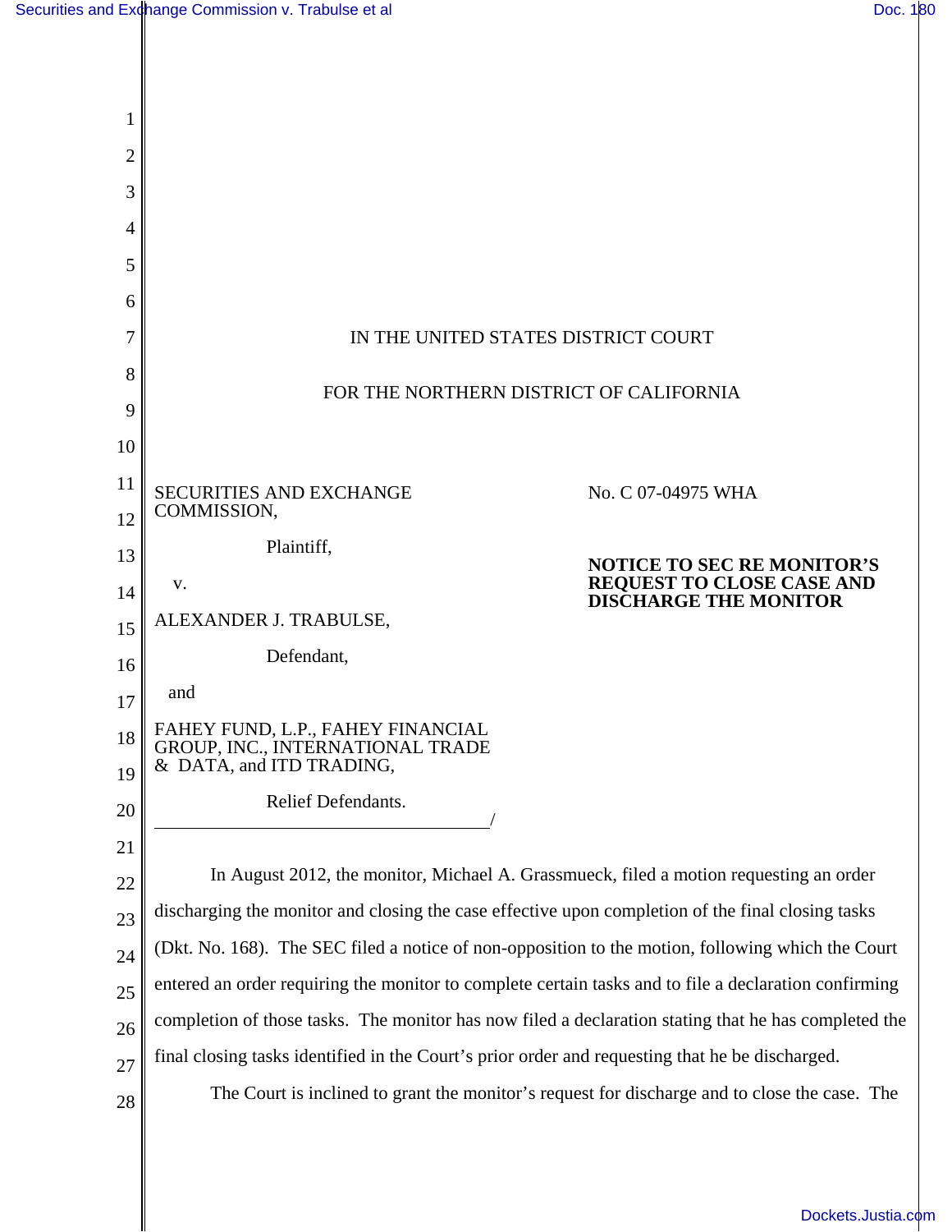IN THE UNITED STATES DISTRICT COURT

FOR THE NORTHERN DISTRICT OF CALIFORNIA

SECURITIES AND EXCHANGE COMMISSION,

Plaintiff,

v.

ALEXANDER J. TRABULSE,

Defendant,

and

FAHEY FUND, L.P., FAHEY FINANCIAL GROUP, INC., INTERNATIONAL TRADE & DATA, and ITD TRADING,

Relief Defendants.

/

No. C 07-04975 WHA

**NOTICE TO SEC RE MONITOR'S REQUEST TO CLOSE CASE AND DISCHARGE THE MONITOR**

In August 2012, the monitor, Michael A. Grassmueck, filed a motion requesting an order discharging the monitor and closing the case effective upon completion of the final closing tasks (Dkt. No. 168). The SEC filed a notice of non-opposition to the motion, following which the Court entered an order requiring the monitor to complete certain tasks and to file a declaration confirming completion of those tasks. The monitor has now filed a declaration stating that he has completed the final closing tasks identified in the Court's prior order and requesting that he be discharged.

The Court is inclined to grant the monitor's request for discharge and to close the case. The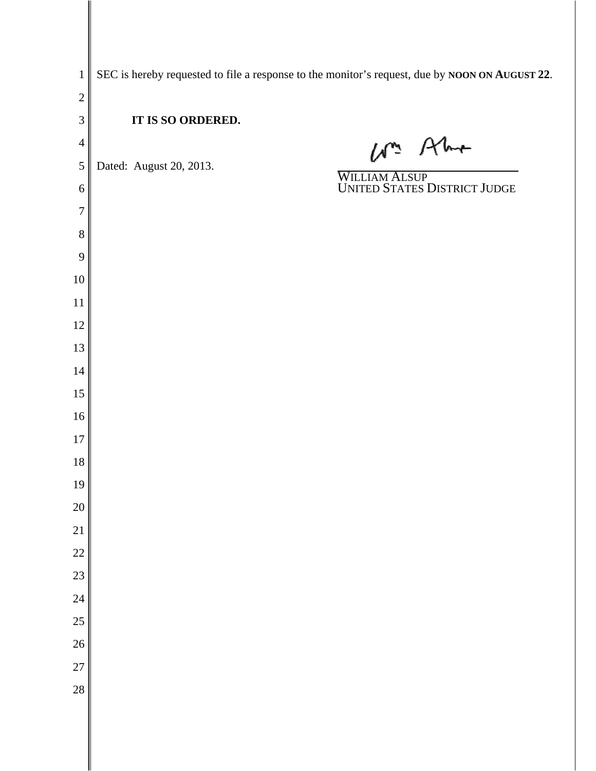SEC is hereby requested to file a response to the monitor's request, due by **NOON ON AUGUST 22**.

**IT IS SO ORDERED.**

Dated: August 20, 2013.

WILLIAM ALSUP
UNITED STATES DISTRICT JUDGE